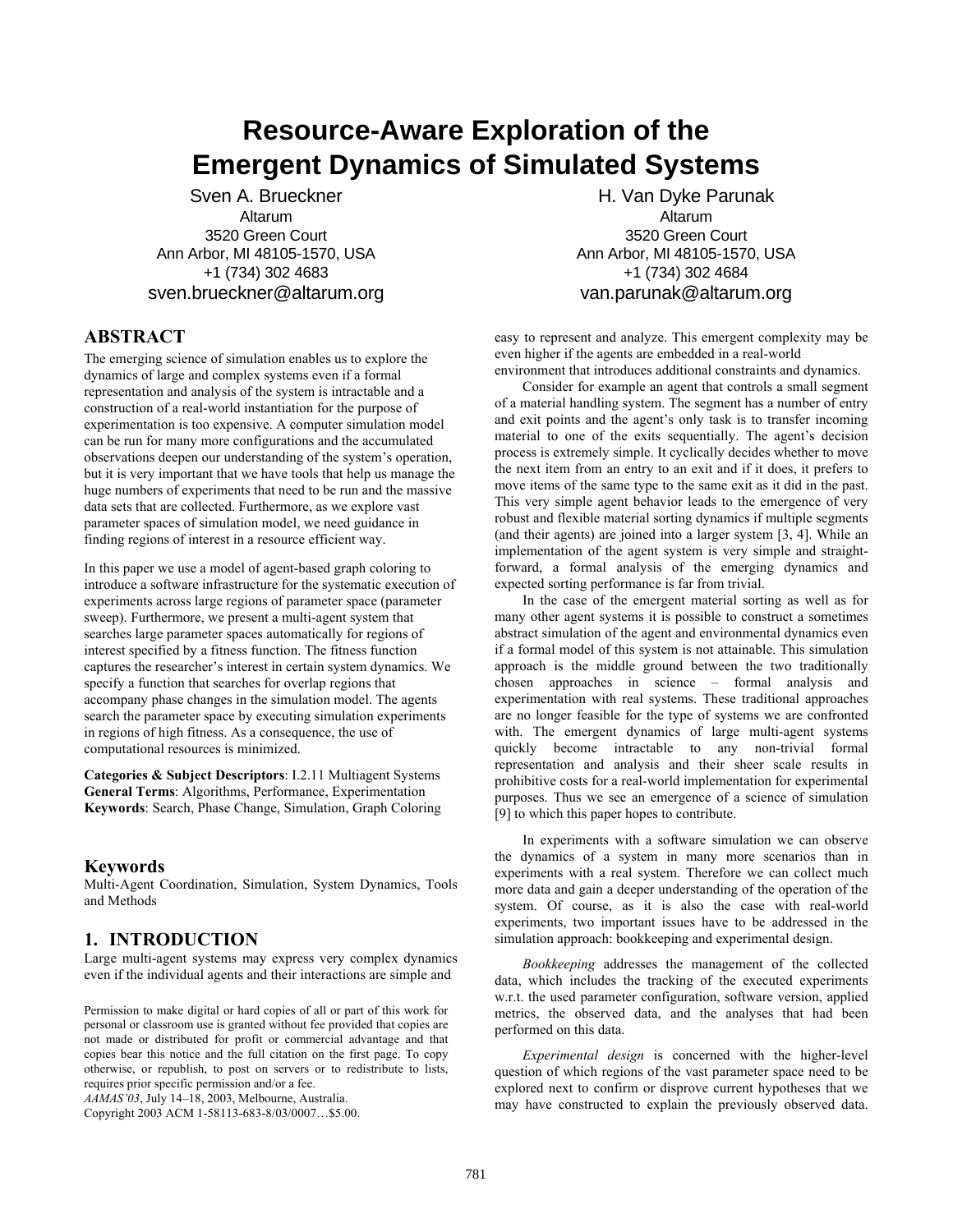# Resource-Aware Exploration of the Emergent Dynamics of Simulated Systems

Sven A. Brueckner
Altarum
3520 Green Court
Ann Arbor, MI 48105-1570, USA
+1 (734) 302 4683
sven.brueckner@altarum.org

H. Van Dyke Parunak
Altarum
3520 Green Court
Ann Arbor, MI 48105-1570, USA
+1 (734) 302 4684
van.parunak@altarum.org

## ABSTRACT

The emerging science of simulation enables us to explore the dynamics of large and complex systems even if a formal representation and analysis of the system is intractable and a construction of a real-world instantiation for the purpose of experimentation is too expensive. A computer simulation model can be run for many more configurations and the accumulated observations deepen our understanding of the system's operation, but it is very important that we have tools that help us manage the huge numbers of experiments that need to be run and the massive data sets that are collected. Furthermore, as we explore vast parameter spaces of simulation model, we need guidance in finding regions of interest in a resource efficient way.

In this paper we use a model of agent-based graph coloring to introduce a software infrastructure for the systematic execution of experiments across large regions of parameter space (parameter sweep). Furthermore, we present a multi-agent system that searches large parameter spaces automatically for regions of interest specified by a fitness function. The fitness function captures the researcher's interest in certain system dynamics. We specify a function that searches for overlap regions that accompany phase changes in the simulation model. The agents search the parameter space by executing simulation experiments in regions of high fitness. As a consequence, the use of computational resources is minimized.

**Categories & Subject Descriptors**: I.2.11 Multiagent Systems
**General Terms**: Algorithms, Performance, Experimentation
**Keywords**: Search, Phase Change, Simulation, Graph Coloring

## Keywords

Multi-Agent Coordination, Simulation, System Dynamics, Tools and Methods

## 1. INTRODUCTION

Large multi-agent systems may express very complex dynamics even if the individual agents and their interactions are simple and easy to represent and analyze. This emergent complexity may be even higher if the agents are embedded in a real-world environment that introduces additional constraints and dynamics.

Consider for example an agent that controls a small segment of a material handling system. The segment has a number of entry and exit points and the agent's only task is to transfer incoming material to one of the exits sequentially. The agent's decision process is extremely simple. It cyclically decides whether to move the next item from an entry to an exit and if it does, it prefers to move items of the same type to the same exit as it did in the past. This very simple agent behavior leads to the emergence of very robust and flexible material sorting dynamics if multiple segments (and their agents) are joined into a larger system [3, 4]. While an implementation of the agent system is very simple and straight-forward, a formal analysis of the emerging dynamics and expected sorting performance is far from trivial.

In the case of the emergent material sorting as well as for many other agent systems it is possible to construct a sometimes abstract simulation of the agent and environmental dynamics even if a formal model of this system is not attainable. This simulation approach is the middle ground between the two traditionally chosen approaches in science – formal analysis and experimentation with real systems. These traditional approaches are no longer feasible for the type of systems we are confronted with. The emergent dynamics of large multi-agent systems quickly become intractable to any non-trivial formal representation and analysis and their sheer scale results in prohibitive costs for a real-world implementation for experimental purposes. Thus we see an emergence of a science of simulation [9] to which this paper hopes to contribute.

In experiments with a software simulation we can observe the dynamics of a system in many more scenarios than in experiments with a real system. Therefore we can collect much more data and gain a deeper understanding of the operation of the system. Of course, as it is also the case with real-world experiments, two important issues have to be addressed in the simulation approach: bookkeeping and experimental design.

*Bookkeeping* addresses the management of the collected data, which includes the tracking of the executed experiments w.r.t. the used parameter configuration, software version, applied metrics, the observed data, and the analyses that had been performed on this data.

*Experimental design* is concerned with the higher-level question of which regions of the vast parameter space need to be explored next to confirm or disprove current hypotheses that we may have constructed to explain the previously observed data.

Permission to make digital or hard copies of all or part of this work for personal or classroom use is granted without fee provided that copies are not made or distributed for profit or commercial advantage and that copies bear this notice and the full citation on the first page. To copy otherwise, or republish, to post on servers or to redistribute to lists, requires prior specific permission and/or a fee.
*AAMAS'03*, July 14–18, 2003, Melbourne, Australia.
Copyright 2003 ACM 1-58113-683-8/03/0007…$5.00.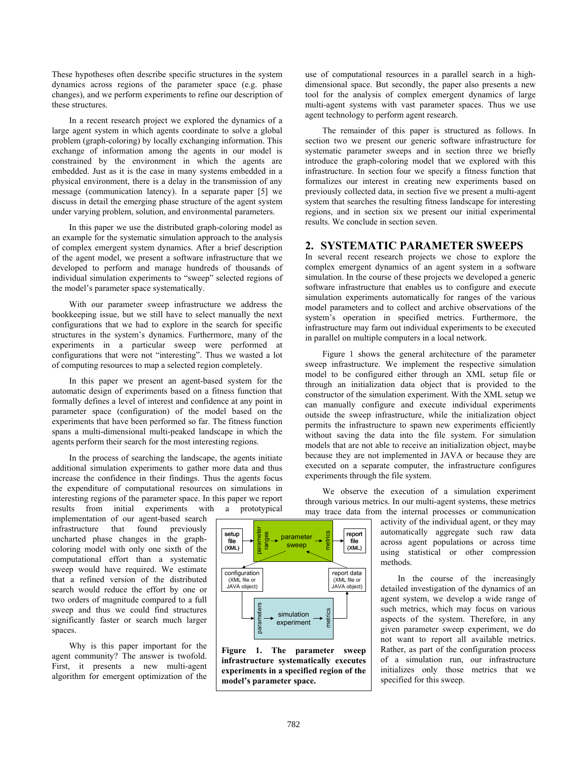These hypotheses often describe specific structures in the system dynamics across regions of the parameter space (e.g. phase changes), and we perform experiments to refine our description of these structures.

In a recent research project we explored the dynamics of a large agent system in which agents coordinate to solve a global problem (graph-coloring) by locally exchanging information. This exchange of information among the agents in our model is constrained by the environment in which the agents are embedded. Just as it is the case in many systems embedded in a physical environment, there is a delay in the transmission of any message (communication latency). In a separate paper [5] we discuss in detail the emerging phase structure of the agent system under varying problem, solution, and environmental parameters.

In this paper we use the distributed graph-coloring model as an example for the systematic simulation approach to the analysis of complex emergent system dynamics. After a brief description of the agent model, we present a software infrastructure that we developed to perform and manage hundreds of thousands of individual simulation experiments to "sweep" selected regions of the model's parameter space systematically.

With our parameter sweep infrastructure we address the bookkeeping issue, but we still have to select manually the next configurations that we had to explore in the search for specific structures in the system's dynamics. Furthermore, many of the experiments in a particular sweep were performed at configurations that were not "interesting". Thus we wasted a lot of computing resources to map a selected region completely.

In this paper we present an agent-based system for the automatic design of experiments based on a fitness function that formally defines a level of interest and confidence at any point in parameter space (configuration) of the model based on the experiments that have been performed so far. The fitness function spans a multi-dimensional multi-peaked landscape in which the agents perform their search for the most interesting regions.

In the process of searching the landscape, the agents initiate additional simulation experiments to gather more data and thus increase the confidence in their findings. Thus the agents focus the expenditure of computational resources on simulations in interesting regions of the parameter space. In this paper we report results from initial experiments with a prototypical implementation of our agent-based search infrastructure that found previously uncharted phase changes in the graph-coloring model with only one sixth of the computational effort than a systematic sweep would have required. We estimate that a refined version of the distributed search would reduce the effort by one or two orders of magnitude compared to a full sweep and thus we could find structures significantly faster or search much larger spaces.

Why is this paper important for the agent community? The answer is twofold. First, it presents a new multi-agent algorithm for emergent optimization of the use of computational resources in a parallel search in a high-dimensional space. But secondly, the paper also presents a new tool for the analysis of complex emergent dynamics of large multi-agent systems with vast parameter spaces. Thus we use agent technology to perform agent research.

The remainder of this paper is structured as follows. In section two we present our generic software infrastructure for systematic parameter sweeps and in section three we briefly introduce the graph-coloring model that we explored with this infrastructure. In section four we specify a fitness function that formalizes our interest in creating new experiments based on previously collected data, in section five we present a multi-agent system that searches the resulting fitness landscape for interesting regions, and in section six we present our initial experimental results. We conclude in section seven.

## 2. SYSTEMATIC PARAMETER SWEEPS

In several recent research projects we chose to explore the complex emergent dynamics of an agent system in a software simulation. In the course of these projects we developed a generic software infrastructure that enables us to configure and execute simulation experiments automatically for ranges of the various model parameters and to collect and archive observations of the system's operation in specified metrics. Furthermore, the infrastructure may farm out individual experiments to be executed in parallel on multiple computers in a local network.

Figure 1 shows the general architecture of the parameter sweep infrastructure. We implement the respective simulation model to be configured either through an XML setup file or through an initialization data object that is provided to the constructor of the simulation experiment. With the XML setup we can manually configure and execute individual experiments outside the sweep infrastructure, while the initialization object permits the infrastructure to spawn new experiments efficiently without saving the data into the file system. For simulation models that are not able to receive an initialization object, maybe because they are not implemented in JAVA or because they are executed on a separate computer, the infrastructure configures experiments through the file system.

We observe the execution of a simulation experiment through various metrics. In our multi-agent systems, these metrics may trace data from the internal processes or communication activity of the individual agent, or they may automatically aggregate such raw data across agent populations or across time using statistical or other compression methods.

setup file (XML)

parameter ranges

parameter sweep

metrics

report file (XML)

configuration (XML file or JAVA object)

report data (XML file or JAVA object)

parameters

simulation experiment

metrics

**Figure 1. The parameter sweep infrastructure systematically executes experiments in a specified region of the model's parameter space.**

In the course of the increasingly detailed investigation of the dynamics of an agent system, we develop a wide range of such metrics, which may focus on various aspects of the system. Therefore, in any given parameter sweep experiment, we do not want to report all available metrics. Rather, as part of the configuration process of a simulation run, our infrastructure initializes only those metrics that we specified for this sweep.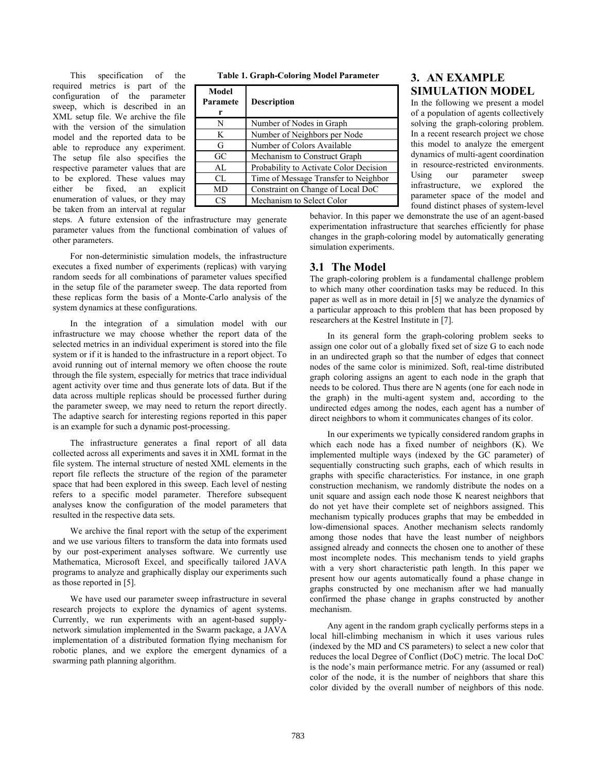This specification of the required metrics is part of the configuration of the parameter sweep, which is described in an XML setup file. We archive the file with the version of the simulation model and the reported data to be able to reproduce any experiment. The setup file also specifies the respective parameter values that are to be explored. These values may either be fixed, an explicit enumeration of values, or they may be taken from an interval at regular steps. A future extension of the infrastructure may generate parameter values from the functional combination of values of other parameters.

For non-deterministic simulation models, the infrastructure executes a fixed number of experiments (replicas) with varying random seeds for all combinations of parameter values specified in the setup file of the parameter sweep. The data reported from these replicas form the basis of a Monte-Carlo analysis of the system dynamics at these configurations.

In the integration of a simulation model with our infrastructure we may choose whether the report data of the selected metrics in an individual experiment is stored into the file system or if it is handed to the infrastructure in a report object. To avoid running out of internal memory we often choose the route through the file system, especially for metrics that trace individual agent activity over time and thus generate lots of data. But if the data across multiple replicas should be processed further during the parameter sweep, we may need to return the report directly. The adaptive search for interesting regions reported in this paper is an example for such a dynamic post-processing.

The infrastructure generates a final report of all data collected across all experiments and saves it in XML format in the file system. The internal structure of nested XML elements in the report file reflects the structure of the region of the parameter space that had been explored in this sweep. Each level of nesting refers to a specific model parameter. Therefore subsequent analyses know the configuration of the model parameters that resulted in the respective data sets.

We archive the final report with the setup of the experiment and we use various filters to transform the data into formats used by our post-experiment analyses software. We currently use Mathematica, Microsoft Excel, and specifically tailored JAVA programs to analyze and graphically display our experiments such as those reported in [5].

We have used our parameter sweep infrastructure in several research projects to explore the dynamics of agent systems. Currently, we run experiments with an agent-based supply-network simulation implemented in the Swarm package, a JAVA implementation of a distributed formation flying mechanism for robotic planes, and we explore the emergent dynamics of a swarming path planning algorithm.

**Table 1. Graph-Coloring Model Parameter**

| Model Parameter | Description |
|---|---|
| N | Number of Nodes in Graph |
| K | Number of Neighbors per Node |
| G | Number of Colors Available |
| GC | Mechanism to Construct Graph |
| AL | Probability to Activate Color Decision |
| CL | Time of Message Transfer to Neighbor |
| MD | Constraint on Change of Local DoC |
| CS | Mechanism to Select Color |

## 3. AN EXAMPLE SIMULATION MODEL

In the following we present a model of a population of agents collectively solving the graph-coloring problem. In a recent research project we chose this model to analyze the emergent dynamics of multi-agent coordination in resource-restricted environments. Using our parameter sweep infrastructure, we explored the parameter space of the model and found distinct phases of system-level behavior. In this paper we demonstrate the use of an agent-based experimentation infrastructure that searches efficiently for phase changes in the graph-coloring model by automatically generating simulation experiments.

### 3.1 The Model

The graph-coloring problem is a fundamental challenge problem to which many other coordination tasks may be reduced. In this paper as well as in more detail in [5] we analyze the dynamics of a particular approach to this problem that has been proposed by researchers at the Kestrel Institute in [7].

In its general form the graph-coloring problem seeks to assign one color out of a globally fixed set of size G to each node in an undirected graph so that the number of edges that connect nodes of the same color is minimized. Soft, real-time distributed graph coloring assigns an agent to each node in the graph that needs to be colored. Thus there are N agents (one for each node in the graph) in the multi-agent system and, according to the undirected edges among the nodes, each agent has a number of direct neighbors to whom it communicates changes of its color.

In our experiments we typically considered random graphs in which each node has a fixed number of neighbors (K). We implemented multiple ways (indexed by the GC parameter) of sequentially constructing such graphs, each of which results in graphs with specific characteristics. For instance, in one graph construction mechanism, we randomly distribute the nodes on a unit square and assign each node those K nearest neighbors that do not yet have their complete set of neighbors assigned. This mechanism typically produces graphs that may be embedded in low-dimensional spaces. Another mechanism selects randomly among those nodes that have the least number of neighbors assigned already and connects the chosen one to another of these most incomplete nodes. This mechanism tends to yield graphs with a very short characteristic path length. In this paper we present how our agents automatically found a phase change in graphs constructed by one mechanism after we had manually confirmed the phase change in graphs constructed by another mechanism.

Any agent in the random graph cyclically performs steps in a local hill-climbing mechanism in which it uses various rules (indexed by the MD and CS parameters) to select a new color that reduces the local Degree of Conflict (DoC) metric. The local DoC is the node's main performance metric. For any (assumed or real) color of the node, it is the number of neighbors that share this color divided by the overall number of neighbors of this node.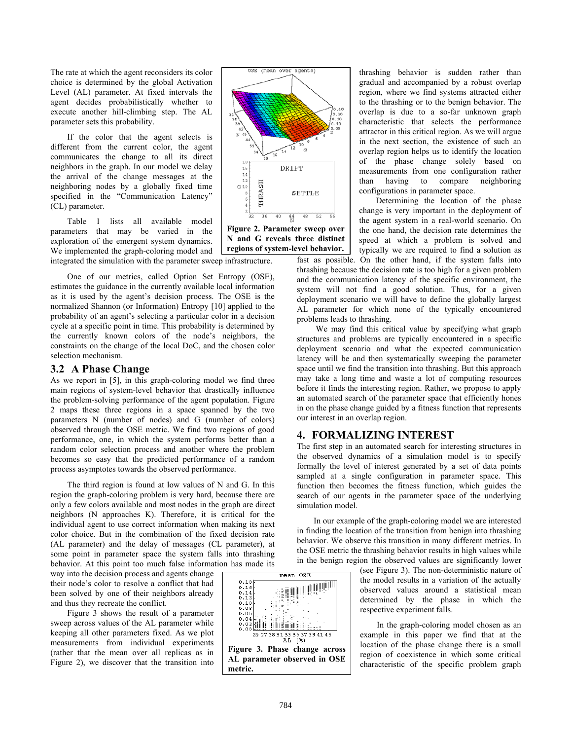The rate at which the agent reconsiders its color choice is determined by the global Activation Level (AL) parameter. At fixed intervals the agent decides probabilistically whether to execute another hill-climbing step. The AL parameter sets this probability.

If the color that the agent selects is different from the current color, the agent communicates the change to all its direct neighbors in the graph. In our model we delay the arrival of the change messages at the neighboring nodes by a globally fixed time specified in the "Communication Latency" (CL) parameter.

Table 1 lists all available model parameters that may be varied in the exploration of the emergent system dynamics. We implemented the graph-coloring model and integrated the simulation with the parameter sweep infrastructure.

**Figure 2. Parameter sweep over N and G reveals three distinct regions of system-level behavior.**

One of our metrics, called Option Set Entropy (OSE), estimates the guidance in the currently available local information as it is used by the agent's decision process. The OSE is the normalized Shannon (or Information) Entropy [10] applied to the probability of an agent's selecting a particular color in a decision cycle at a specific point in time. This probability is determined by the currently known colors of the node's neighbors, the constraints on the change of the local DoC, and the chosen color selection mechanism.

### 3.2 A Phase Change

As we report in [5], in this graph-coloring model we find three main regions of system-level behavior that drastically influence the problem-solving performance of the agent population. Figure 2 maps these three regions in a space spanned by the two parameters N (number of nodes) and G (number of colors) observed through the OSE metric. We find two regions of good performance, one, in which the system performs better than a random color selection process and another where the problem becomes so easy that the predicted performance of a random process asymptotes towards the observed performance.

The third region is found at low values of N and G. In this region the graph-coloring problem is very hard, because there are only a few colors available and most nodes in the graph are direct neighbors (N approaches K). Therefore, it is critical for the individual agent to use correct information when making its next color choice. But in the combination of the fixed decision rate (AL parameter) and the delay of messages (CL parameter), at some point in parameter space the system falls into thrashing behavior. At this point too much false information has made its way into the decision process and agents change their node's color to resolve a conflict that had been solved by one of their neighbors already and thus they recreate the conflict.

Figure 3 shows the result of a parameter sweep across values of the AL parameter while keeping all other parameters fixed. As we plot measurements from individual experiments (rather that the mean over all replicas as in Figure 2), we discover that the transition into thrashing behavior is sudden rather than gradual and accompanied by a robust overlap region, where we find systems attracted either to the thrashing or to the benign behavior. The overlap is due to a so-far unknown graph characteristic that selects the performance attractor in this critical region. As we will argue in the next section, the existence of such an overlap region helps us to identify the location of the phase change solely based on measurements from one configuration rather than having to compare neighboring configurations in parameter space.

**Figure 3. Phase change across AL parameter observed in OSE metric.**

Determining the location of the phase change is very important in the deployment of the agent system in a real-world scenario. On the one hand, the decision rate determines the speed at which a problem is solved and typically we are required to find a solution as fast as possible. On the other hand, if the system falls into thrashing because the decision rate is too high for a given problem and the communication latency of the specific environment, the system will not find a good solution. Thus, for a given deployment scenario we will have to define the globally largest AL parameter for which none of the typically encountered problems leads to thrashing.

We may find this critical value by specifying what graph structures and problems are typically encountered in a specific deployment scenario and what the expected communication latency will be and then systematically sweeping the parameter space until we find the transition into thrashing. But this approach may take a long time and waste a lot of computing resources before it finds the interesting region. Rather, we propose to apply an automated search of the parameter space that efficiently hones in on the phase change guided by a fitness function that represents our interest in an overlap region.

## 4. FORMALIZING INTEREST

The first step in an automated search for interesting structures in the observed dynamics of a simulation model is to specify formally the level of interest generated by a set of data points sampled at a single configuration in parameter space. This function then becomes the fitness function, which guides the search of our agents in the parameter space of the underlying simulation model.

In our example of the graph-coloring model we are interested in finding the location of the transition from benign into thrashing behavior. We observe this transition in many different metrics. In the OSE metric the thrashing behavior results in high values while in the benign region the observed values are significantly lower (see Figure 3). The non-deterministic nature of the model results in a variation of the actually observed values around a statistical mean determined by the phase in which the respective experiment falls.

In the graph-coloring model chosen as an example in this paper we find that at the location of the phase change there is a small region of coexistence in which some critical characteristic of the specific problem graph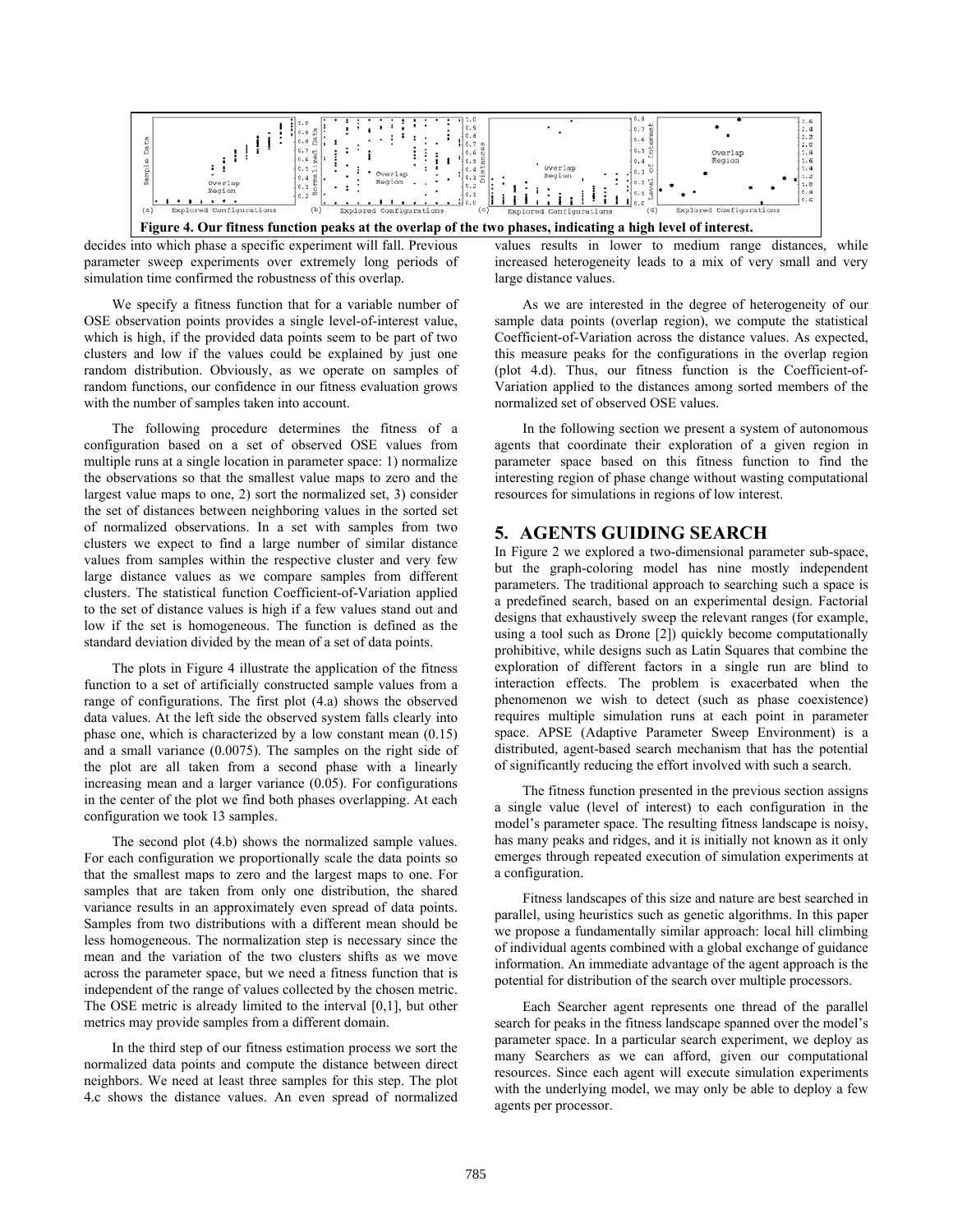(a) Explored Configurations (b) Explored Configurations (c) Explored Configurations (d) Explored Configurations

Sample Data

Normalized Data

Distances

Level of Interest

Overlap Region

**Figure 4. Our fitness function peaks at the overlap of the two phases, indicating a high level of interest.**

decides into which phase a specific experiment will fall. Previous parameter sweep experiments over extremely long periods of simulation time confirmed the robustness of this overlap.

We specify a fitness function that for a variable number of OSE observation points provides a single level-of-interest value, which is high, if the provided data points seem to be part of two clusters and low if the values could be explained by just one random distribution. Obviously, as we operate on samples of random functions, our confidence in our fitness evaluation grows with the number of samples taken into account.

The following procedure determines the fitness of a configuration based on a set of observed OSE values from multiple runs at a single location in parameter space: 1) normalize the observations so that the smallest value maps to zero and the largest value maps to one, 2) sort the normalized set, 3) consider the set of distances between neighboring values in the sorted set of normalized observations. In a set with samples from two clusters we expect to find a large number of similar distance values from samples within the respective cluster and very few large distance values as we compare samples from different clusters. The statistical function Coefficient-of-Variation applied to the set of distance values is high if a few values stand out and low if the set is homogeneous. The function is defined as the standard deviation divided by the mean of a set of data points.

The plots in Figure 4 illustrate the application of the fitness function to a set of artificially constructed sample values from a range of configurations. The first plot (4.a) shows the observed data values. At the left side the observed system falls clearly into phase one, which is characterized by a low constant mean (0.15) and a small variance (0.0075). The samples on the right side of the plot are all taken from a second phase with a linearly increasing mean and a larger variance (0.05). For configurations in the center of the plot we find both phases overlapping. At each configuration we took 13 samples.

The second plot (4.b) shows the normalized sample values. For each configuration we proportionally scale the data points so that the smallest maps to zero and the largest maps to one. For samples that are taken from only one distribution, the shared variance results in an approximately even spread of data points. Samples from two distributions with a different mean should be less homogeneous. The normalization step is necessary since the mean and the variation of the two clusters shifts as we move across the parameter space, but we need a fitness function that is independent of the range of values collected by the chosen metric. The OSE metric is already limited to the interval [0,1], but other metrics may provide samples from a different domain.

In the third step of our fitness estimation process we sort the normalized data points and compute the distance between direct neighbors. We need at least three samples for this step. The plot 4.c shows the distance values. An even spread of normalized values results in lower to medium range distances, while increased heterogeneity leads to a mix of very small and very large distance values.

As we are interested in the degree of heterogeneity of our sample data points (overlap region), we compute the statistical Coefficient-of-Variation across the distance values. As expected, this measure peaks for the configurations in the overlap region (plot 4.d). Thus, our fitness function is the Coefficient-of-Variation applied to the distances among sorted members of the normalized set of observed OSE values.

In the following section we present a system of autonomous agents that coordinate their exploration of a given region in parameter space based on this fitness function to find the interesting region of phase change without wasting computational resources for simulations in regions of low interest.

## 5. AGENTS GUIDING SEARCH

In Figure 2 we explored a two-dimensional parameter sub-space, but the graph-coloring model has nine mostly independent parameters. The traditional approach to searching such a space is a predefined search, based on an experimental design. Factorial designs that exhaustively sweep the relevant ranges (for example, using a tool such as Drone [2]) quickly become computationally prohibitive, while designs such as Latin Squares that combine the exploration of different factors in a single run are blind to interaction effects. The problem is exacerbated when the phenomenon we wish to detect (such as phase coexistence) requires multiple simulation runs at each point in parameter space. APSE (Adaptive Parameter Sweep Environment) is a distributed, agent-based search mechanism that has the potential of significantly reducing the effort involved with such a search.

The fitness function presented in the previous section assigns a single value (level of interest) to each configuration in the model's parameter space. The resulting fitness landscape is noisy, has many peaks and ridges, and it is initially not known as it only emerges through repeated execution of simulation experiments at a configuration.

Fitness landscapes of this size and nature are best searched in parallel, using heuristics such as genetic algorithms. In this paper we propose a fundamentally similar approach: local hill climbing of individual agents combined with a global exchange of guidance information. An immediate advantage of the agent approach is the potential for distribution of the search over multiple processors.

Each Searcher agent represents one thread of the parallel search for peaks in the fitness landscape spanned over the model's parameter space. In a particular search experiment, we deploy as many Searchers as we can afford, given our computational resources. Since each agent will execute simulation experiments with the underlying model, we may only be able to deploy a few agents per processor.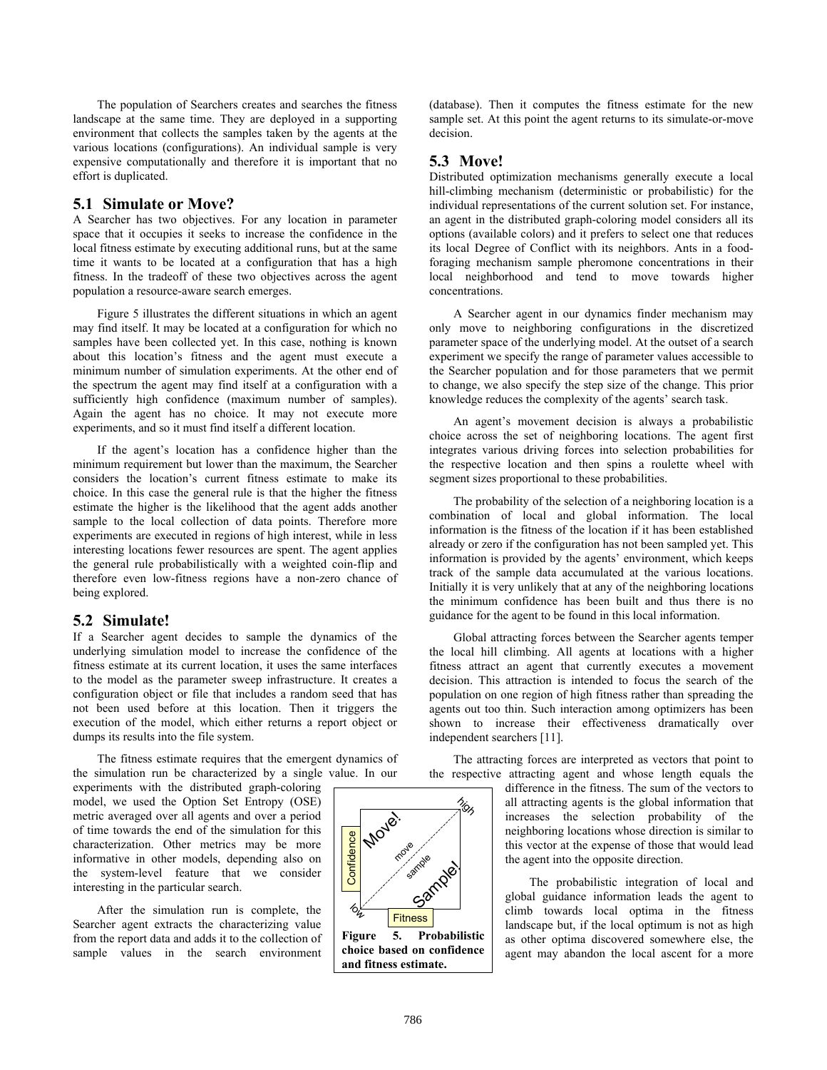The population of Searchers creates and searches the fitness landscape at the same time. They are deployed in a supporting environment that collects the samples taken by the agents at the various locations (configurations). An individual sample is very expensive computationally and therefore it is important that no effort is duplicated.

## 5.1 Simulate or Move?

A Searcher has two objectives. For any location in parameter space that it occupies it seeks to increase the confidence in the local fitness estimate by executing additional runs, but at the same time it wants to be located at a configuration that has a high fitness. In the tradeoff of these two objectives across the agent population a resource-aware search emerges.

Figure 5 illustrates the different situations in which an agent may find itself. It may be located at a configuration for which no samples have been collected yet. In this case, nothing is known about this location's fitness and the agent must execute a minimum number of simulation experiments. At the other end of the spectrum the agent may find itself at a configuration with a sufficiently high confidence (maximum number of samples). Again the agent has no choice. It may not execute more experiments, and so it must find itself a different location.

If the agent's location has a confidence higher than the minimum requirement but lower than the maximum, the Searcher considers the location's current fitness estimate to make its choice. In this case the general rule is that the higher the fitness estimate the higher is the likelihood that the agent adds another sample to the local collection of data points. Therefore more experiments are executed in regions of high interest, while in less interesting locations fewer resources are spent. The agent applies the general rule probabilistically with a weighted coin-flip and therefore even low-fitness regions have a non-zero chance of being explored.

## 5.2 Simulate!

If a Searcher agent decides to sample the dynamics of the underlying simulation model to increase the confidence of the fitness estimate at its current location, it uses the same interfaces to the model as the parameter sweep infrastructure. It creates a configuration object or file that includes a random seed that has not been used before at this location. Then it triggers the execution of the model, which either returns a report object or dumps its results into the file system.

The fitness estimate requires that the emergent dynamics of the simulation run be characterized by a single value. In our experiments with the distributed graph-coloring model, we used the Option Set Entropy (OSE) metric averaged over all agents and over a period of time towards the end of the simulation for this characterization. Other metrics may be more informative in other models, depending also on the system-level feature that we consider interesting in the particular search.

After the simulation run is complete, the Searcher agent extracts the characterizing value from the report data and adds it to the collection of sample values in the search environment (database). Then it computes the fitness estimate for the new sample set. At this point the agent returns to its simulate-or-move decision.

## 5.3 Move!

Distributed optimization mechanisms generally execute a local hill-climbing mechanism (deterministic or probabilistic) for the individual representations of the current solution set. For instance, an agent in the distributed graph-coloring model considers all its options (available colors) and it prefers to select one that reduces its local Degree of Conflict with its neighbors. Ants in a food-foraging mechanism sample pheromone concentrations in their local neighborhood and tend to move towards higher concentrations.

A Searcher agent in our dynamics finder mechanism may only move to neighboring configurations in the discretized parameter space of the underlying model. At the outset of a search experiment we specify the range of parameter values accessible to the Searcher population and for those parameters that we permit to change, we also specify the step size of the change. This prior knowledge reduces the complexity of the agents' search task.

An agent's movement decision is always a probabilistic choice across the set of neighboring locations. The agent first integrates various driving forces into selection probabilities for the respective location and then spins a roulette wheel with segment sizes proportional to these probabilities.

The probability of the selection of a neighboring location is a combination of local and global information. The local information is the fitness of the location if it has been established already or zero if the configuration has not been sampled yet. This information is provided by the agents' environment, which keeps track of the sample data accumulated at the various locations. Initially it is very unlikely that at any of the neighboring locations the minimum confidence has been built and thus there is no guidance for the agent to be found in this local information.

Global attracting forces between the Searcher agents temper the local hill climbing. All agents at locations with a higher fitness attract an agent that currently executes a movement decision. This attraction is intended to focus the search of the population on one region of high fitness rather than spreading the agents out too thin. Such interaction among optimizers has been shown to increase their effectiveness dramatically over independent searchers [11].

The attracting forces are interpreted as vectors that point to the respective attracting agent and whose length equals the difference in the fitness. The sum of the vectors to all attracting agents is the global information that increases the selection probability of the neighboring locations whose direction is similar to this vector at the expense of those that would lead the agent into the opposite direction.

Move!

move

sample

Sample!

high

low

Confidence

Fitness

**Figure 5. Probabilistic choice based on confidence and fitness estimate.**

The probabilistic integration of local and global guidance information leads the agent to climb towards local optima in the fitness landscape but, if the local optimum is not as high as other optima discovered somewhere else, the agent may abandon the local ascent for a more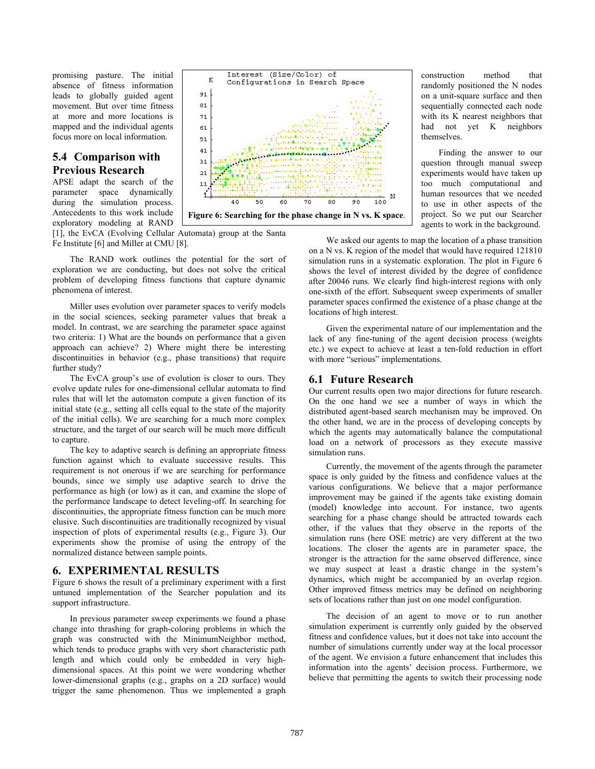promising pasture. The initial absence of fitness information leads to globally guided agent movement. But over time fitness at more and more locations is mapped and the individual agents focus more on local information.

## 5.4 Comparison with Previous Research

APSE adapt the search of the parameter space dynamically during the simulation process. Antecedents to this work include exploratory modeling at RAND [1], the EvCA (Evolving Cellular Automata) group at the Santa Fe Institute [6] and Miller at CMU [8].

The RAND work outlines the potential for the sort of exploration we are conducting, but does not solve the critical problem of developing fitness functions that capture dynamic phenomena of interest.

Miller uses evolution over parameter spaces to verify models in the social sciences, seeking parameter values that break a model. In contrast, we are searching the parameter space against two criteria: 1) What are the bounds on performance that a given approach can achieve? 2) Where might there be interesting discontinuities in behavior (e.g., phase transitions) that require further study?

The EvCA group's use of evolution is closer to ours. They evolve update rules for one-dimensional cellular automata to find rules that will let the automaton compute a given function of its initial state (e.g., setting all cells equal to the state of the majority of the initial cells). We are searching for a much more complex structure, and the target of our search will be much more difficult to capture.

The key to adaptive search is defining an appropriate fitness function against which to evaluate successive results. This requirement is not onerous if we are searching for performance bounds, since we simply use adaptive search to drive the performance as high (or low) as it can, and examine the slope of the performance landscape to detect leveling-off. In searching for discontinuities, the appropriate fitness function can be much more elusive. Such discontinuities are traditionally recognized by visual inspection of plots of experimental results (e.g., Figure 3). Our experiments show the promise of using the entropy of the normalized distance between sample points.

Interest (Size/Color) of Configurations in Search Space

K

91
81
71
61
51
41
31
21
11
1

40 50 60 70 80 90 100 N

Figure 6: Searching for the phase change in N vs. K space.

# 6. EXPERIMENTAL RESULTS

Figure 6 shows the result of a preliminary experiment with a first untuned implementation of the Searcher population and its support infrastructure.

In previous parameter sweep experiments we found a phase change into thrashing for graph-coloring problems in which the graph was constructed with the MinimumNeighbor method, which tends to produce graphs with very short characteristic path length and which could only be embedded in very high-dimensional spaces. At this point we were wondering whether lower-dimensional graphs (e.g., graphs on a 2D surface) would trigger the same phenomenon. Thus we implemented a graph construction method that randomly positioned the N nodes on a unit-square surface and then sequentially connected each node with its K nearest neighbors that had not yet K neighbors themselves.

Finding the answer to our question through manual sweep experiments would have taken up too much computational and human resources that we needed to use in other aspects of the project. So we put our Searcher agents to work in the background.

We asked our agents to map the location of a phase transition on a N vs. K region of the model that would have required 121810 simulation runs in a systematic exploration. The plot in Figure 6 shows the level of interest divided by the degree of confidence after 20046 runs. We clearly find high-interest regions with only one-sixth of the effort. Subsequent sweep experiments of smaller parameter spaces confirmed the existence of a phase change at the locations of high interest.

Given the experimental nature of our implementation and the lack of any fine-tuning of the agent decision process (weights etc.) we expect to achieve at least a ten-fold reduction in effort with more "serious" implementations.

## 6.1 Future Research

Our current results open two major directions for future research. On the one hand we see a number of ways in which the distributed agent-based search mechanism may be improved. On the other hand, we are in the process of developing concepts by which the agents may automatically balance the computational load on a network of processors as they execute massive simulation runs.

Currently, the movement of the agents through the parameter space is only guided by the fitness and confidence values at the various configurations. We believe that a major performance improvement may be gained if the agents take existing domain (model) knowledge into account. For instance, two agents searching for a phase change should be attracted towards each other, if the values that they observe in the reports of the simulation runs (here OSE metric) are very different at the two locations. The closer the agents are in parameter space, the stronger is the attraction for the same observed difference, since we may suspect at least a drastic change in the system's dynamics, which might be accompanied by an overlap region. Other improved fitness metrics may be defined on neighboring sets of locations rather than just on one model configuration.

The decision of an agent to move or to run another simulation experiment is currently only guided by the observed fitness and confidence values, but it does not take into account the number of simulations currently under way at the local processor of the agent. We envision a future enhancement that includes this information into the agents' decision process. Furthermore, we believe that permitting the agents to switch their processing node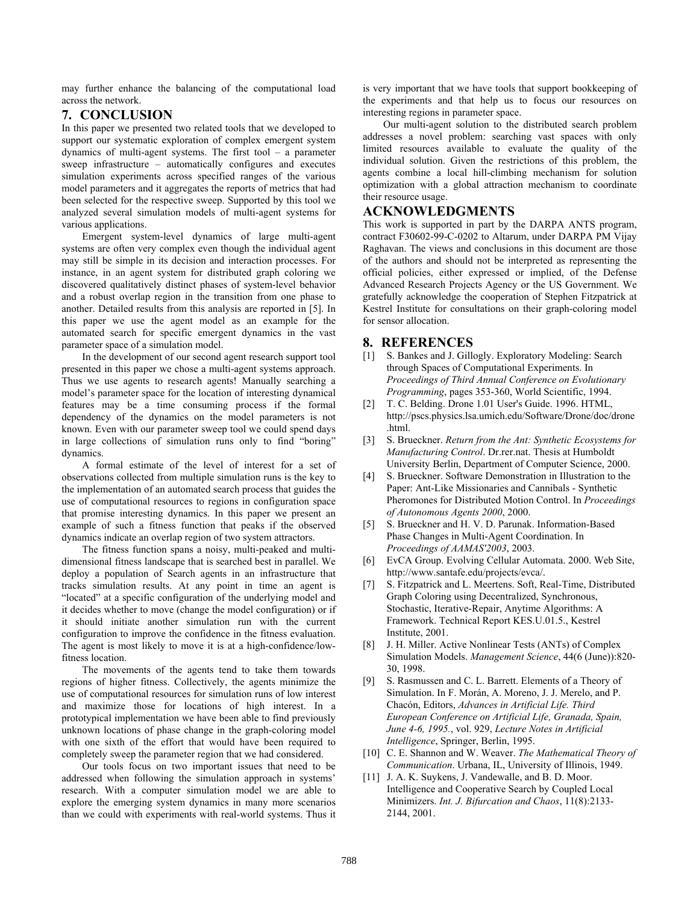may further enhance the balancing of the computational load across the network.

## 7. CONCLUSION

In this paper we presented two related tools that we developed to support our systematic exploration of complex emergent system dynamics of multi-agent systems. The first tool – a parameter sweep infrastructure – automatically configures and executes simulation experiments across specified ranges of the various model parameters and it aggregates the reports of metrics that had been selected for the respective sweep. Supported by this tool we analyzed several simulation models of multi-agent systems for various applications.

Emergent system-level dynamics of large multi-agent systems are often very complex even though the individual agent may still be simple in its decision and interaction processes. For instance, in an agent system for distributed graph coloring we discovered qualitatively distinct phases of system-level behavior and a robust overlap region in the transition from one phase to another. Detailed results from this analysis are reported in [5]. In this paper we use the agent model as an example for the automated search for specific emergent dynamics in the vast parameter space of a simulation model.

In the development of our second agent research support tool presented in this paper we chose a multi-agent systems approach. Thus we use agents to research agents! Manually searching a model's parameter space for the location of interesting dynamical features may be a time consuming process if the formal dependency of the dynamics on the model parameters is not known. Even with our parameter sweep tool we could spend days in large collections of simulation runs only to find "boring" dynamics.

A formal estimate of the level of interest for a set of observations collected from multiple simulation runs is the key to the implementation of an automated search process that guides the use of computational resources to regions in configuration space that promise interesting dynamics. In this paper we present an example of such a fitness function that peaks if the observed dynamics indicate an overlap region of two system attractors.

The fitness function spans a noisy, multi-peaked and multi-dimensional fitness landscape that is searched best in parallel. We deploy a population of Search agents in an infrastructure that tracks simulation results. At any point in time an agent is "located" at a specific configuration of the underlying model and it decides whether to move (change the model configuration) or if it should initiate another simulation run with the current configuration to improve the confidence in the fitness evaluation. The agent is most likely to move it is at a high-confidence/low-fitness location.

The movements of the agents tend to take them towards regions of higher fitness. Collectively, the agents minimize the use of computational resources for simulation runs of low interest and maximize those for locations of high interest. In a prototypical implementation we have been able to find previously unknown locations of phase change in the graph-coloring model with one sixth of the effort that would have been required to completely sweep the parameter region that we had considered.

Our tools focus on two important issues that need to be addressed when following the simulation approach in systems' research. With a computer simulation model we are able to explore the emerging system dynamics in many more scenarios than we could with experiments with real-world systems. Thus it is very important that we have tools that support bookkeeping of the experiments and that help us to focus our resources on interesting regions in parameter space.

Our multi-agent solution to the distributed search problem addresses a novel problem: searching vast spaces with only limited resources available to evaluate the quality of the individual solution. Given the restrictions of this problem, the agents combine a local hill-climbing mechanism for solution optimization with a global attraction mechanism to coordinate their resource usage.

## ACKNOWLEDGMENTS

This work is supported in part by the DARPA ANTS program, contract F30602-99-C-0202 to Altarum, under DARPA PM Vijay Raghavan. The views and conclusions in this document are those of the authors and should not be interpreted as representing the official policies, either expressed or implied, of the Defense Advanced Research Projects Agency or the US Government. We gratefully acknowledge the cooperation of Stephen Fitzpatrick at Kestrel Institute for consultations on their graph-coloring model for sensor allocation.

## 8. REFERENCES

[1] S. Bankes and J. Gillogly. Exploratory Modeling: Search through Spaces of Computational Experiments. In *Proceedings of Third Annual Conference on Evolutionary Programming*, pages 353-360, World Scientific, 1994.

[2] T. C. Belding. Drone 1.01 User's Guide. 1996. HTML, http://pscs.physics.lsa.umich.edu/Software/Drone/doc/drone.html.

[3] S. Brueckner. *Return from the Ant: Synthetic Ecosystems for Manufacturing Control*. Dr.rer.nat. Thesis at Humboldt University Berlin, Department of Computer Science, 2000.

[4] S. Brueckner. Software Demonstration in Illustration to the Paper: Ant-Like Missionaries and Cannibals - Synthetic Pheromones for Distributed Motion Control. In *Proceedings of Autonomous Agents 2000*, 2000.

[5] S. Brueckner and H. V. D. Parunak. Information-Based Phase Changes in Multi-Agent Coordination. In *Proceedings of AAMAS'2003*, 2003.

[6] EvCA Group. Evolving Cellular Automata. 2000. Web Site, http://www.santafe.edu/projects/evca/.

[7] S. Fitzpatrick and L. Meertens. Soft, Real-Time, Distributed Graph Coloring using Decentralized, Synchronous, Stochastic, Iterative-Repair, Anytime Algorithms: A Framework. Technical Report KES.U.01.5., Kestrel Institute, 2001.

[8] J. H. Miller. Active Nonlinear Tests (ANTs) of Complex Simulation Models. *Management Science*, 44(6 (June)):820-30, 1998.

[9] S. Rasmussen and C. L. Barrett. Elements of a Theory of Simulation. In F. Morán, A. Moreno, J. J. Merelo, and P. Chacón, Editors, *Advances in Artificial Life. Third European Conference on Artificial Life, Granada, Spain, June 4-6, 1995.*, vol. 929, *Lecture Notes in Artificial Intelligence*, Springer, Berlin, 1995.

[10] C. E. Shannon and W. Weaver. *The Mathematical Theory of Communication*. Urbana, IL, University of Illinois, 1949.

[11] J. A. K. Suykens, J. Vandewalle, and B. D. Moor. Intelligence and Cooperative Search by Coupled Local Minimizers. *Int. J. Bifurcation and Chaos*, 11(8):2133-2144, 2001.